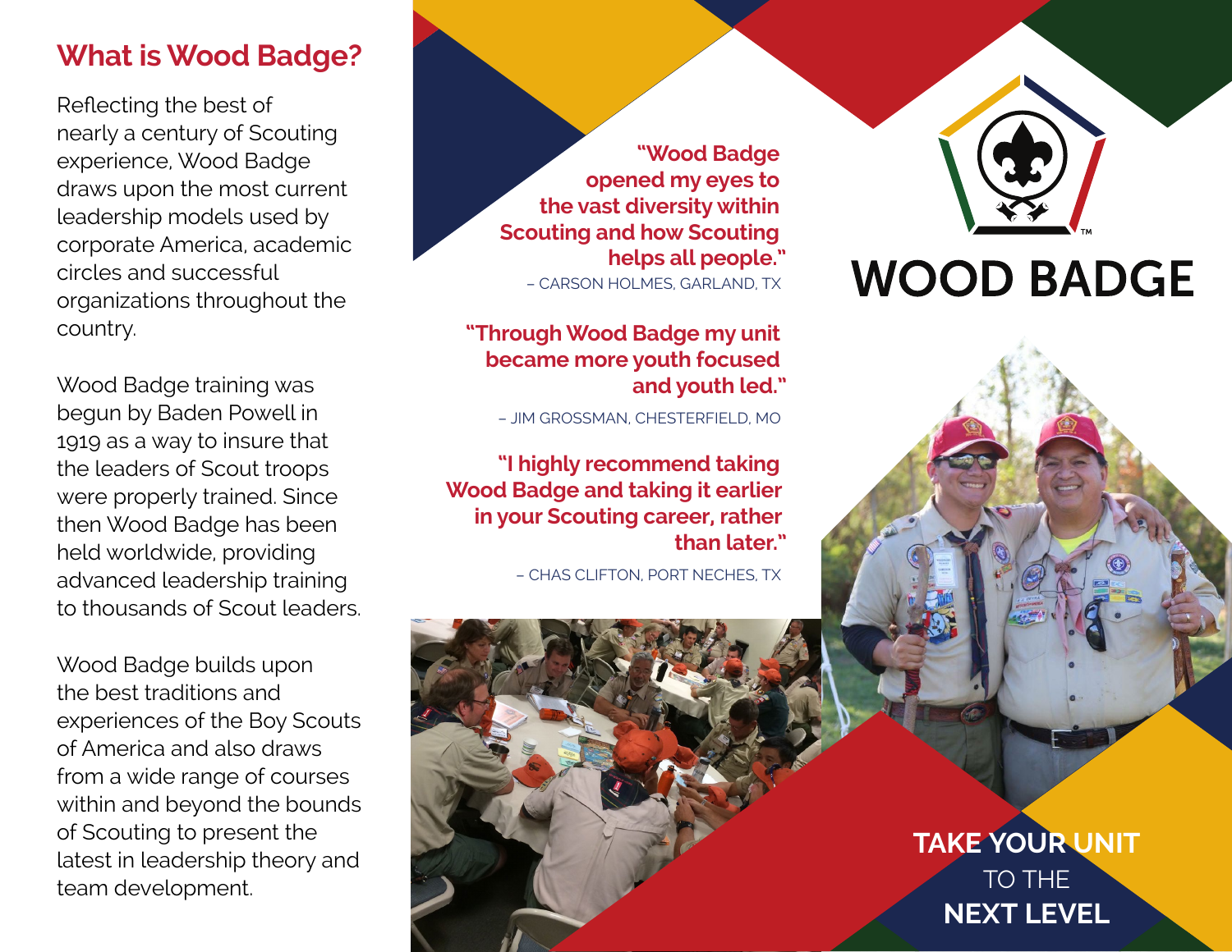## What is Wood Badge?

Reflecting the best of nearly a century of Scouting experience, Wood Badge draws upon the most current leadership models used by corporate America, academic circles and successful organizations throughout the country.

Wood Badge training was begun by Baden Powell in 1919 as a way to insure that the leaders of Scout troops were properly trained. Since then Wood Badge has been held worldwide, providing advanced leadership training to thousands of Scout leaders.

Wood Badge builds upon the best traditions and experiences of the Boy Scouts of America and also draws from a wide range of courses within and beyond the bounds of Scouting to present the latest in leadership theory and team development.

**"Wood Badge opened my eyes to the vast diversity within Scouting and how Scouting helps all people."**

– CARSON HOLMES, GARLAND, TX

**"Through Wood Badge my unit became more youth focused and youth led."**

– JIM GROSSMAN, CHESTERFIELD, MO

**"I highly recommend taking Wood Badge and taking it earlier in your Scouting career, rather than later."**

– CHAS CLIFTON, PORT NECHES, TX

# WOOD BADGE

**TAKE YOUR UNIT**
TO THE
**NEXT LEVEL**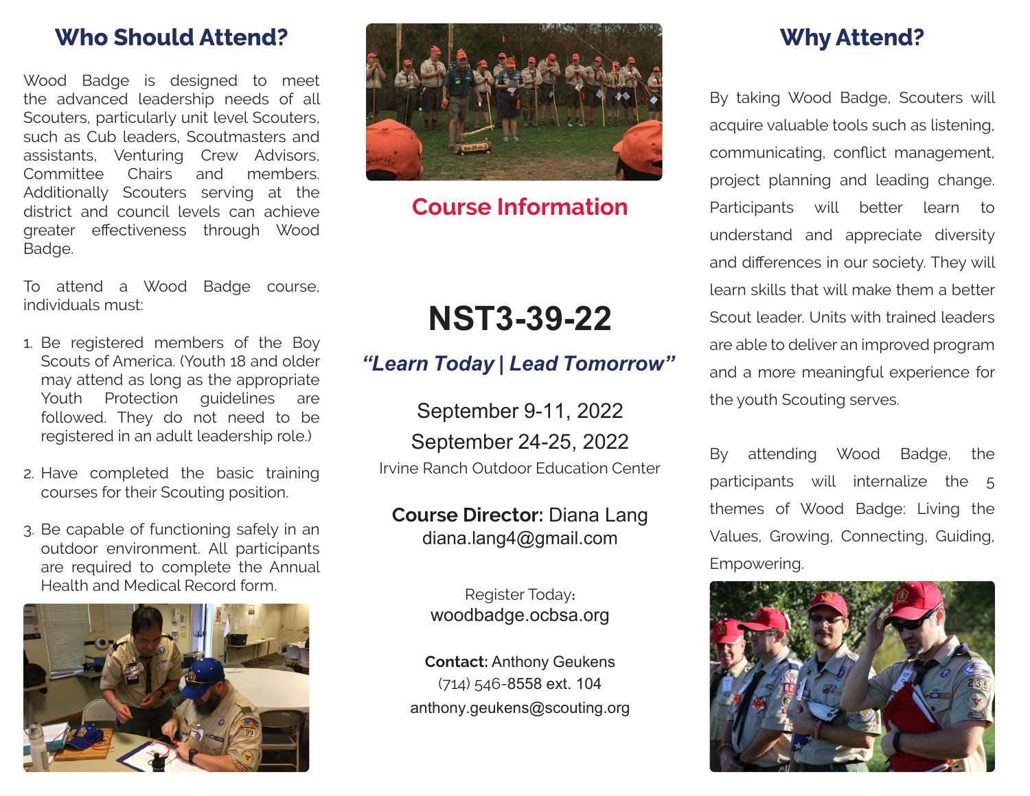## Who Should Attend?

Wood Badge is designed to meet the advanced leadership needs of all Scouters, particularly unit level Scouters, such as Cub leaders, Scoutmasters and assistants, Venturing Crew Advisors, Committee Chairs and members. Additionally Scouters serving at the district and council levels can achieve greater effectiveness through Wood Badge.

To attend a Wood Badge course, individuals must:

1. Be registered members of the Boy Scouts of America. (Youth 18 and older may attend as long as the appropriate Youth Protection guidelines are followed. They do not need to be registered in an adult leadership role.)
2. Have completed the basic training courses for their Scouting position.
3. Be capable of functioning safely in an outdoor environment. All participants are required to complete the Annual Health and Medical Record form.

## Course Information

# NST3-39-22

***"Learn Today | Lead Tomorrow"***

September 9-11, 2022

September 24-25, 2022

Irvine Ranch Outdoor Education Center

**Course Director:** Diana Lang
diana.lang4@gmail.com

Register Today:
woodbadge.ocbsa.org

**Contact:** Anthony Geukens
(714) 546-8558 ext. 104
anthony.geukens@scouting.org

## Why Attend?

By taking Wood Badge, Scouters will acquire valuable tools such as listening, communicating, conflict management, project planning and leading change. Participants will better learn to understand and appreciate diversity and differences in our society. They will learn skills that will make them a better Scout leader. Units with trained leaders are able to deliver an improved program and a more meaningful experience for the youth Scouting serves.

By attending Wood Badge, the participants will internalize the 5 themes of Wood Badge: Living the Values, Growing, Connecting, Guiding, Empowering.